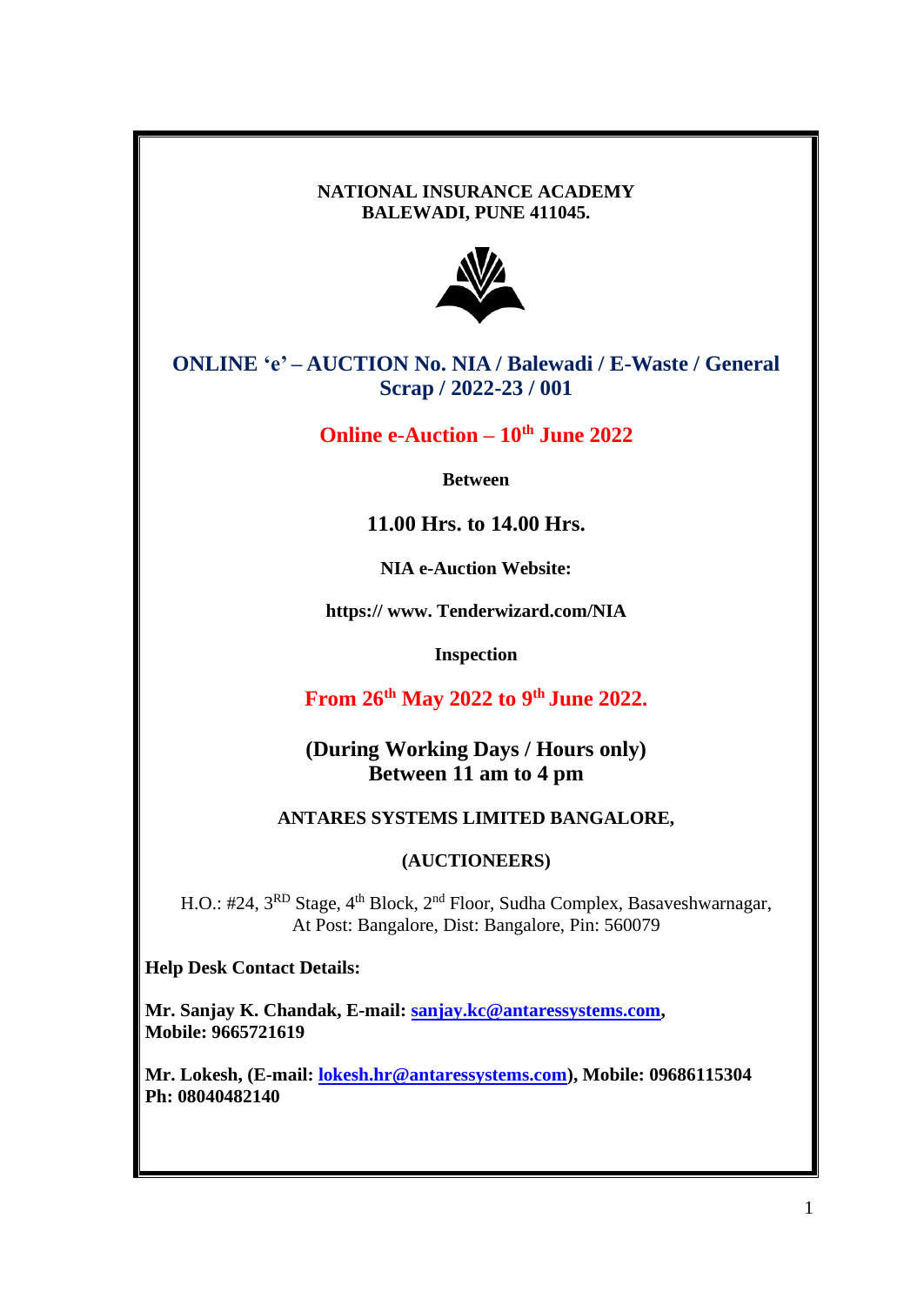**NATIONAL INSURANCE ACADEMY**
**BALEWADI, PUNE 411045.**

# ONLINE 'e' – AUCTION No. NIA / Balewadi / E-Waste / General Scrap / 2022-23 / 001

## Online e-Auction – 10th June 2022

**Between**

**11.00 Hrs. to 14.00 Hrs.**

**NIA e-Auction Website:**

**https:// www. Tenderwizard.com/NIA**

**Inspection**

## From 26th May 2022 to 9th June 2022.

**(During Working Days / Hours only)**
**Between 11 am to 4 pm**

**ANTARES SYSTEMS LIMITED BANGALORE,**

**(AUCTIONEERS)**

H.O.: #24, 3RD Stage, 4th Block, 2nd Floor, Sudha Complex, Basaveshwarnagar, At Post: Bangalore, Dist: Bangalore, Pin: 560079

**Help Desk Contact Details:**

**Mr. Sanjay K. Chandak, E-mail: sanjay.kc@antaressystems.com, Mobile: 9665721619**

**Mr. Lokesh, (E-mail: lokesh.hr@antaressystems.com), Mobile: 09686115304 Ph: 08040482140**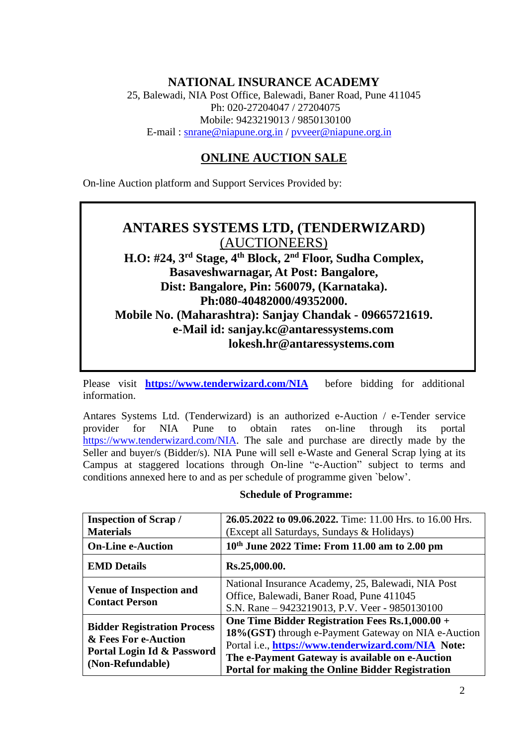# NATIONAL INSURANCE ACADEMY

25, Balewadi, NIA Post Office, Balewadi, Baner Road, Pune 411045
Ph: 020-27204047 / 27204075
Mobile: 9423219013 / 9850130100
E-mail : snrane@niapune.org.in / pvveer@niapune.org.in

## ONLINE AUCTION SALE

On-line Auction platform and Support Services Provided by:

**ANTARES SYSTEMS LTD, (TENDERWIZARD)**
(AUCTIONEERS)
**H.O: #24, 3rd Stage, 4th Block, 2nd Floor, Sudha Complex, Basaveshwarnagar, At Post: Bangalore, Dist: Bangalore, Pin: 560079, (Karnataka).**
**Ph:080-40482000/49352000.**
**Mobile No. (Maharashtra): Sanjay Chandak - 09665721619.**
**e-Mail id: sanjay.kc@antaressystems.com**
**lokesh.hr@antaressystems.com**

Please visit **https://www.tenderwizard.com/NIA** before bidding for additional information.

Antares Systems Ltd. (Tenderwizard) is an authorized e-Auction / e-Tender service provider for NIA Pune to obtain rates on-line through its portal https://www.tenderwizard.com/NIA. The sale and purchase are directly made by the Seller and buyer/s (Bidder/s). NIA Pune will sell e-Waste and General Scrap lying at its Campus at staggered locations through On-line "e-Auction" subject to terms and conditions annexed here to and as per schedule of programme given `below'.

**Schedule of Programme:**

| | |
|---|---|
| **Inspection of Scrap / Materials** | **26.05.2022 to 09.06.2022.** Time: 11.00 Hrs. to 16.00 Hrs. (Except all Saturdays, Sundays & Holidays) |
| **On-Line e-Auction** | **10th June 2022 Time: From 11.00 am to 2.00 pm** |
| **EMD Details** | **Rs.25,000.00.** |
| **Venue of Inspection and Contact Person** | National Insurance Academy, 25, Balewadi, NIA Post Office, Balewadi, Baner Road, Pune 411045<br>S.N. Rane – 9423219013, P.V. Veer - 9850130100 |
| **Bidder Registration Process & Fees For e-Auction Portal Login Id & Password (Non-Refundable)** | **One Time Bidder Registration Fees Rs.1,000.00 + 18%(GST)** through e-Payment Gateway on NIA e-Auction Portal i.e., **https://www.tenderwizard.com/NIA** **Note: The e-Payment Gateway is available on e-Auction Portal for making the Online Bidder Registration** |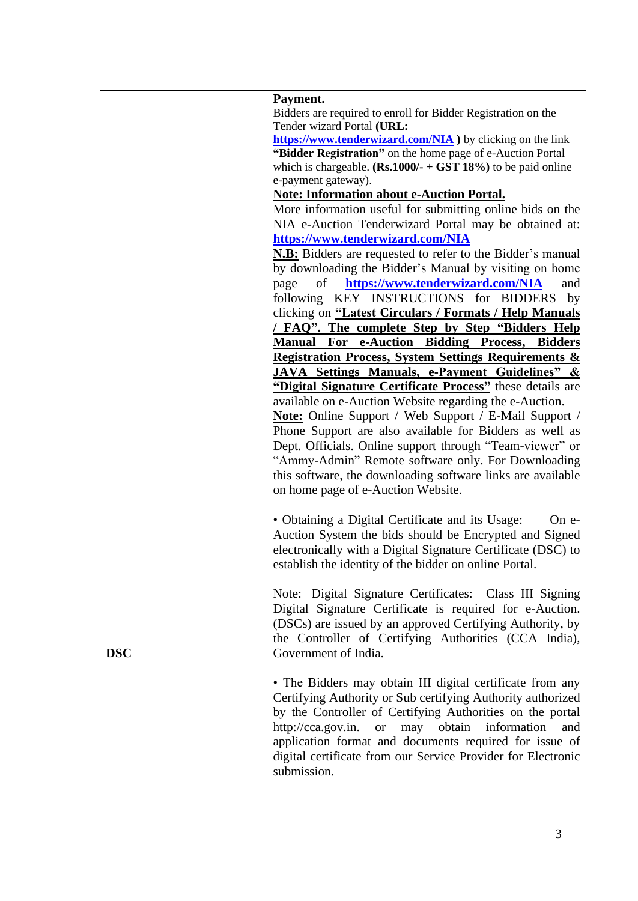|  |  |
|---|---|
|  | **Payment.**<br>Bidders are required to enroll for Bidder Registration on the Tender wizard Portal **(URL: https://www.tenderwizard.com/NIA )** by clicking on the link **"Bidder Registration"** on the home page of e-Auction Portal which is chargeable. **(Rs.1000/- + GST 18%)** to be paid online e-payment gateway).<br>**Note: Information about e-Auction Portal.**<br>More information useful for submitting online bids on the NIA e-Auction Tenderwizard Portal may be obtained at: **https://www.tenderwizard.com/NIA**<br>**N.B:** Bidders are requested to refer to the Bidder's manual by downloading the Bidder's Manual by visiting on home page of **https://www.tenderwizard.com/NIA** and following KEY INSTRUCTIONS for BIDDERS by clicking on **"Latest Circulars / Formats / Help Manuals / FAQ". The complete Step by Step "Bidders Help Manual For e-Auction Bidding Process, Bidders Registration Process, System Settings Requirements & JAVA Settings Manuals, e-Payment Guidelines" & "Digital Signature Certificate Process"** these details are available on e-Auction Website regarding the e-Auction.<br>**Note:** Online Support / Web Support / E-Mail Support / Phone Support are also available for Bidders as well as Dept. Officials. Online support through "Team-viewer" or "Ammy-Admin" Remote software only. For Downloading this software, the downloading software links are available on home page of e-Auction Website. |
| **DSC** | • Obtaining a Digital Certificate and its Usage: On e-Auction System the bids should be Encrypted and Signed electronically with a Digital Signature Certificate (DSC) to establish the identity of the bidder on online Portal.<br><br>Note: Digital Signature Certificates: Class III Signing Digital Signature Certificate is required for e-Auction. (DSCs) are issued by an approved Certifying Authority, by the Controller of Certifying Authorities (CCA India), Government of India.<br><br>• The Bidders may obtain III digital certificate from any Certifying Authority or Sub certifying Authority authorized by the Controller of Certifying Authorities on the portal http://cca.gov.in. or may obtain information and application format and documents required for issue of digital certificate from our Service Provider for Electronic submission. |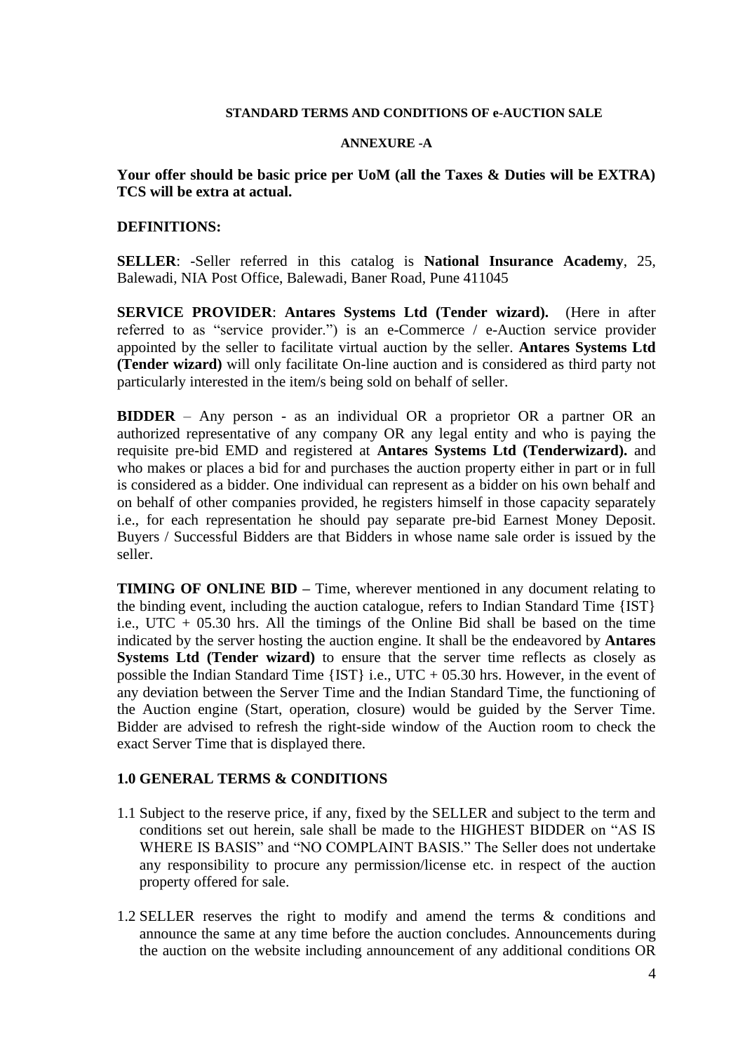**STANDARD TERMS AND CONDITIONS OF e-AUCTION SALE**

**ANNEXURE -A**

**Your offer should be basic price per UoM (all the Taxes & Duties will be EXTRA) TCS will be extra at actual.**

**DEFINITIONS:**

**SELLER**: -Seller referred in this catalog is **National Insurance Academy**, 25, Balewadi, NIA Post Office, Balewadi, Baner Road, Pune 411045

**SERVICE PROVIDER**: **Antares Systems Ltd (Tender wizard).** (Here in after referred to as "service provider.") is an e-Commerce / e-Auction service provider appointed by the seller to facilitate virtual auction by the seller. **Antares Systems Ltd (Tender wizard)** will only facilitate On-line auction and is considered as third party not particularly interested in the item/s being sold on behalf of seller.

**BIDDER** – Any person - as an individual OR a proprietor OR a partner OR an authorized representative of any company OR any legal entity and who is paying the requisite pre-bid EMD and registered at **Antares Systems Ltd (Tenderwizard).** and who makes or places a bid for and purchases the auction property either in part or in full is considered as a bidder. One individual can represent as a bidder on his own behalf and on behalf of other companies provided, he registers himself in those capacity separately i.e., for each representation he should pay separate pre-bid Earnest Money Deposit. Buyers / Successful Bidders are that Bidders in whose name sale order is issued by the seller.

**TIMING OF ONLINE BID –** Time, wherever mentioned in any document relating to the binding event, including the auction catalogue, refers to Indian Standard Time {IST} i.e., UTC + 05.30 hrs. All the timings of the Online Bid shall be based on the time indicated by the server hosting the auction engine. It shall be the endeavored by **Antares Systems Ltd (Tender wizard)** to ensure that the server time reflects as closely as possible the Indian Standard Time {IST} i.e., UTC + 05.30 hrs. However, in the event of any deviation between the Server Time and the Indian Standard Time, the functioning of the Auction engine (Start, operation, closure) would be guided by the Server Time. Bidder are advised to refresh the right-side window of the Auction room to check the exact Server Time that is displayed there.

**1.0 GENERAL TERMS & CONDITIONS**

1.1 Subject to the reserve price, if any, fixed by the SELLER and subject to the term and conditions set out herein, sale shall be made to the HIGHEST BIDDER on "AS IS WHERE IS BASIS" and "NO COMPLAINT BASIS." The Seller does not undertake any responsibility to procure any permission/license etc. in respect of the auction property offered for sale.

1.2 SELLER reserves the right to modify and amend the terms & conditions and announce the same at any time before the auction concludes. Announcements during the auction on the website including announcement of any additional conditions OR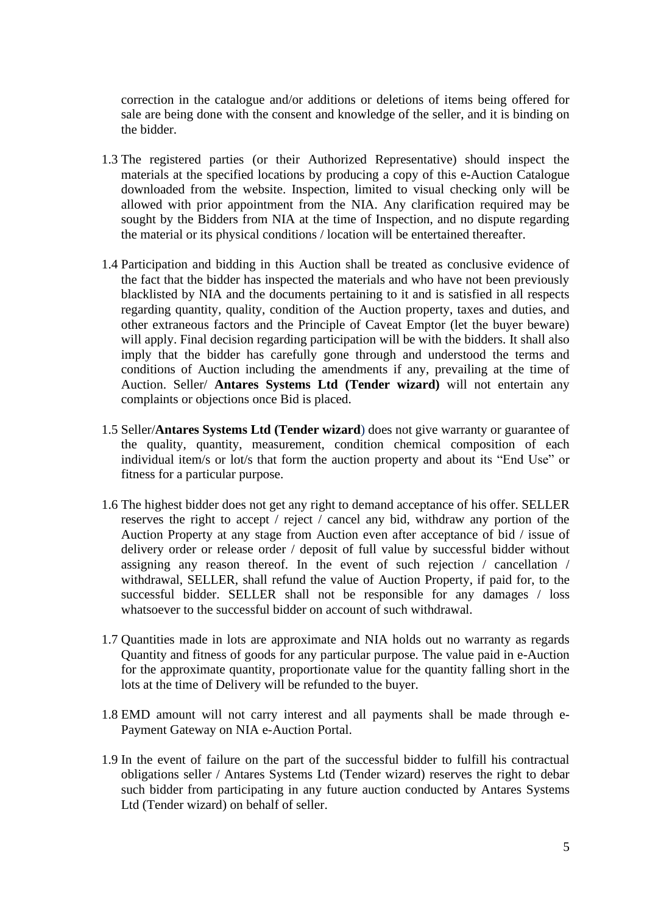correction in the catalogue and/or additions or deletions of items being offered for sale are being done with the consent and knowledge of the seller, and it is binding on the bidder.

1.3 The registered parties (or their Authorized Representative) should inspect the materials at the specified locations by producing a copy of this e-Auction Catalogue downloaded from the website. Inspection, limited to visual checking only will be allowed with prior appointment from the NIA. Any clarification required may be sought by the Bidders from NIA at the time of Inspection, and no dispute regarding the material or its physical conditions / location will be entertained thereafter.

1.4 Participation and bidding in this Auction shall be treated as conclusive evidence of the fact that the bidder has inspected the materials and who have not been previously blacklisted by NIA and the documents pertaining to it and is satisfied in all respects regarding quantity, quality, condition of the Auction property, taxes and duties, and other extraneous factors and the Principle of Caveat Emptor (let the buyer beware) will apply. Final decision regarding participation will be with the bidders. It shall also imply that the bidder has carefully gone through and understood the terms and conditions of Auction including the amendments if any, prevailing at the time of Auction. Seller/ **Antares Systems Ltd (Tender wizard)** will not entertain any complaints or objections once Bid is placed.

1.5 Seller/**Antares Systems Ltd (Tender wizard**) does not give warranty or guarantee of the quality, quantity, measurement, condition chemical composition of each individual item/s or lot/s that form the auction property and about its "End Use" or fitness for a particular purpose.

1.6 The highest bidder does not get any right to demand acceptance of his offer. SELLER reserves the right to accept / reject / cancel any bid, withdraw any portion of the Auction Property at any stage from Auction even after acceptance of bid / issue of delivery order or release order / deposit of full value by successful bidder without assigning any reason thereof. In the event of such rejection / cancellation / withdrawal, SELLER, shall refund the value of Auction Property, if paid for, to the successful bidder. SELLER shall not be responsible for any damages / loss whatsoever to the successful bidder on account of such withdrawal.

1.7 Quantities made in lots are approximate and NIA holds out no warranty as regards Quantity and fitness of goods for any particular purpose. The value paid in e-Auction for the approximate quantity, proportionate value for the quantity falling short in the lots at the time of Delivery will be refunded to the buyer.

1.8 EMD amount will not carry interest and all payments shall be made through e-Payment Gateway on NIA e-Auction Portal.

1.9 In the event of failure on the part of the successful bidder to fulfill his contractual obligations seller / Antares Systems Ltd (Tender wizard) reserves the right to debar such bidder from participating in any future auction conducted by Antares Systems Ltd (Tender wizard) on behalf of seller.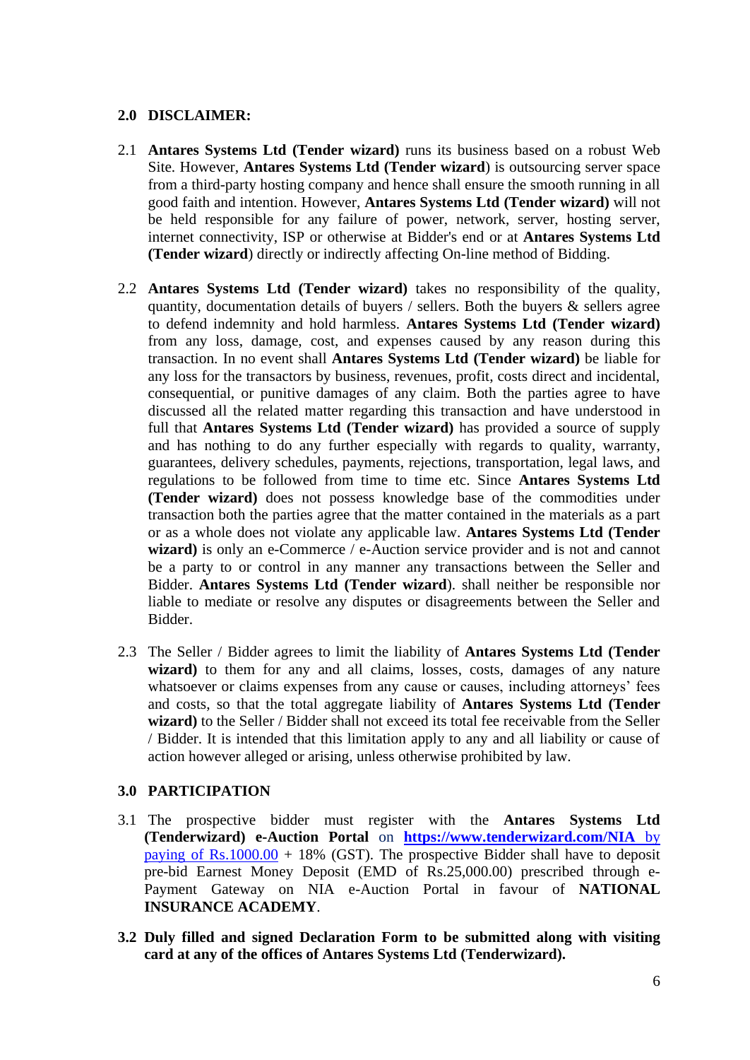## 2.0 DISCLAIMER:

2.1 **Antares Systems Ltd (Tender wizard)** runs its business based on a robust Web Site. However, **Antares Systems Ltd (Tender wizard**) is outsourcing server space from a third-party hosting company and hence shall ensure the smooth running in all good faith and intention. However, **Antares Systems Ltd (Tender wizard)** will not be held responsible for any failure of power, network, server, hosting server, internet connectivity, ISP or otherwise at Bidder's end or at **Antares Systems Ltd (Tender wizard**) directly or indirectly affecting On-line method of Bidding.

2.2 **Antares Systems Ltd (Tender wizard)** takes no responsibility of the quality, quantity, documentation details of buyers / sellers. Both the buyers & sellers agree to defend indemnity and hold harmless. **Antares Systems Ltd (Tender wizard)** from any loss, damage, cost, and expenses caused by any reason during this transaction. In no event shall **Antares Systems Ltd (Tender wizard)** be liable for any loss for the transactors by business, revenues, profit, costs direct and incidental, consequential, or punitive damages of any claim. Both the parties agree to have discussed all the related matter regarding this transaction and have understood in full that **Antares Systems Ltd (Tender wizard)** has provided a source of supply and has nothing to do any further especially with regards to quality, warranty, guarantees, delivery schedules, payments, rejections, transportation, legal laws, and regulations to be followed from time to time etc. Since **Antares Systems Ltd (Tender wizard)** does not possess knowledge base of the commodities under transaction both the parties agree that the matter contained in the materials as a part or as a whole does not violate any applicable law. **Antares Systems Ltd (Tender wizard)** is only an e-Commerce / e-Auction service provider and is not and cannot be a party to or control in any manner any transactions between the Seller and Bidder. **Antares Systems Ltd (Tender wizard**). shall neither be responsible nor liable to mediate or resolve any disputes or disagreements between the Seller and Bidder.

2.3 The Seller / Bidder agrees to limit the liability of **Antares Systems Ltd (Tender wizard)** to them for any and all claims, losses, costs, damages of any nature whatsoever or claims expenses from any cause or causes, including attorneys' fees and costs, so that the total aggregate liability of **Antares Systems Ltd (Tender wizard)** to the Seller / Bidder shall not exceed its total fee receivable from the Seller / Bidder. It is intended that this limitation apply to any and all liability or cause of action however alleged or arising, unless otherwise prohibited by law.

## 3.0 PARTICIPATION

3.1 The prospective bidder must register with the **Antares Systems Ltd (Tenderwizard) e-Auction Portal** on **https://www.tenderwizard.com/NIA** by paying of Rs.1000.00 + 18% (GST). The prospective Bidder shall have to deposit pre-bid Earnest Money Deposit (EMD of Rs.25,000.00) prescribed through e-Payment Gateway on NIA e-Auction Portal in favour of **NATIONAL INSURANCE ACADEMY**.

**3.2 Duly filled and signed Declaration Form to be submitted along with visiting card at any of the offices of Antares Systems Ltd (Tenderwizard).**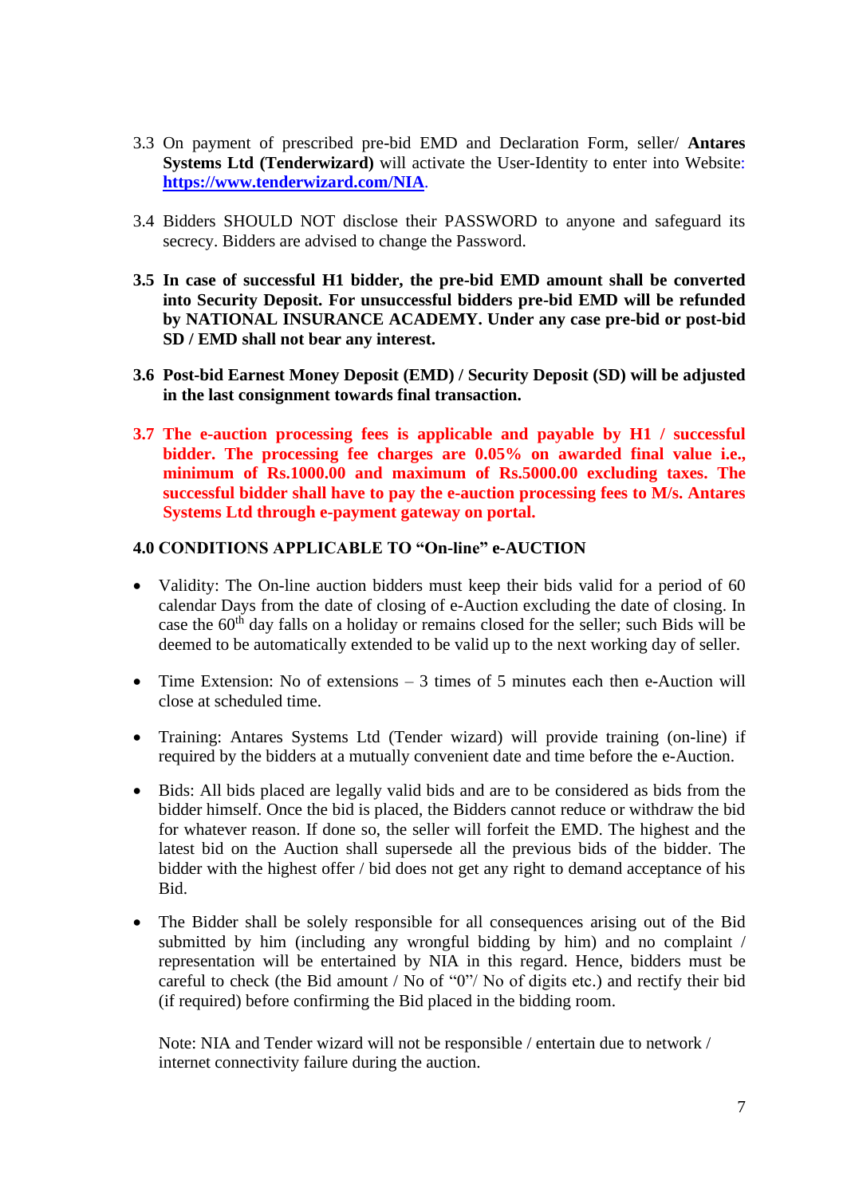3.3 On payment of prescribed pre-bid EMD and Declaration Form, seller/ **Antares Systems Ltd (Tenderwizard)** will activate the User-Identity to enter into Website: **https://www.tenderwizard.com/NIA**.

3.4 Bidders SHOULD NOT disclose their PASSWORD to anyone and safeguard its secrecy. Bidders are advised to change the Password.

**3.5 In case of successful H1 bidder, the pre-bid EMD amount shall be converted into Security Deposit. For unsuccessful bidders pre-bid EMD will be refunded by NATIONAL INSURANCE ACADEMY. Under any case pre-bid or post-bid SD / EMD shall not bear any interest.**

**3.6 Post-bid Earnest Money Deposit (EMD) / Security Deposit (SD) will be adjusted in the last consignment towards final transaction.**

**3.7 The e-auction processing fees is applicable and payable by H1 / successful bidder. The processing fee charges are 0.05% on awarded final value i.e., minimum of Rs.1000.00 and maximum of Rs.5000.00 excluding taxes. The successful bidder shall have to pay the e-auction processing fees to M/s. Antares Systems Ltd through e-payment gateway on portal.**

**4.0 CONDITIONS APPLICABLE TO "On-line" e-AUCTION**

- Validity: The On-line auction bidders must keep their bids valid for a period of 60 calendar Days from the date of closing of e-Auction excluding the date of closing. In case the 60th day falls on a holiday or remains closed for the seller; such Bids will be deemed to be automatically extended to be valid up to the next working day of seller.

- Time Extension: No of extensions – 3 times of 5 minutes each then e-Auction will close at scheduled time.

- Training: Antares Systems Ltd (Tender wizard) will provide training (on-line) if required by the bidders at a mutually convenient date and time before the e-Auction.

- Bids: All bids placed are legally valid bids and are to be considered as bids from the bidder himself. Once the bid is placed, the Bidders cannot reduce or withdraw the bid for whatever reason. If done so, the seller will forfeit the EMD. The highest and the latest bid on the Auction shall supersede all the previous bids of the bidder. The bidder with the highest offer / bid does not get any right to demand acceptance of his Bid.

- The Bidder shall be solely responsible for all consequences arising out of the Bid submitted by him (including any wrongful bidding by him) and no complaint / representation will be entertained by NIA in this regard. Hence, bidders must be careful to check (the Bid amount / No of "0"/ No of digits etc.) and rectify their bid (if required) before confirming the Bid placed in the bidding room.

  Note: NIA and Tender wizard will not be responsible / entertain due to network / internet connectivity failure during the auction.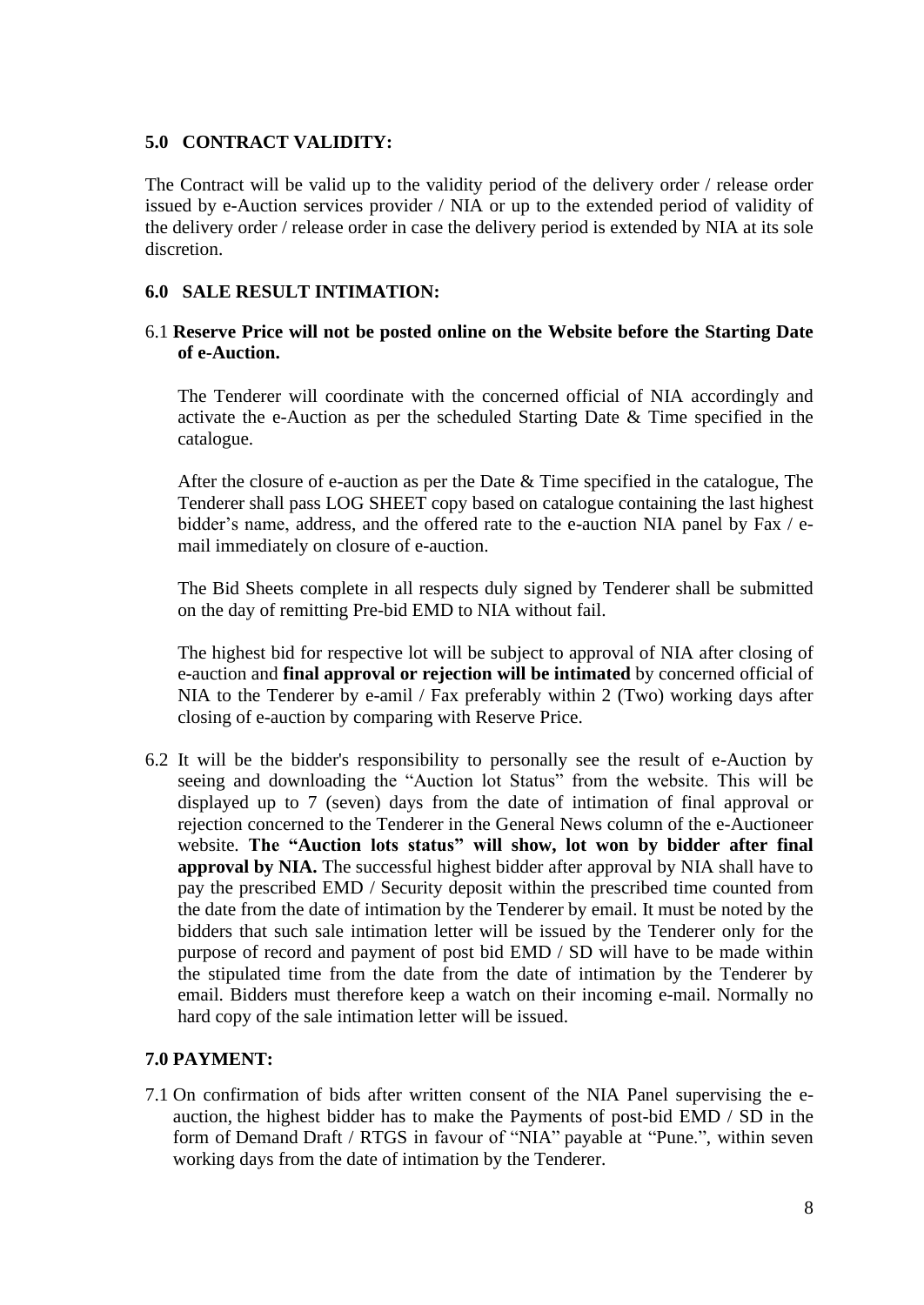### 5.0 CONTRACT VALIDITY:

The Contract will be valid up to the validity period of the delivery order / release order issued by e-Auction services provider / NIA or up to the extended period of validity of the delivery order / release order in case the delivery period is extended by NIA at its sole discretion.

### 6.0 SALE RESULT INTIMATION:

6.1 **Reserve Price will not be posted online on the Website before the Starting Date of e-Auction.**

The Tenderer will coordinate with the concerned official of NIA accordingly and activate the e-Auction as per the scheduled Starting Date & Time specified in the catalogue.

After the closure of e-auction as per the Date & Time specified in the catalogue, The Tenderer shall pass LOG SHEET copy based on catalogue containing the last highest bidder's name, address, and the offered rate to the e-auction NIA panel by Fax / e-mail immediately on closure of e-auction.

The Bid Sheets complete in all respects duly signed by Tenderer shall be submitted on the day of remitting Pre-bid EMD to NIA without fail.

The highest bid for respective lot will be subject to approval of NIA after closing of e-auction and **final approval or rejection will be intimated** by concerned official of NIA to the Tenderer by e-amil / Fax preferably within 2 (Two) working days after closing of e-auction by comparing with Reserve Price.

6.2 It will be the bidder's responsibility to personally see the result of e-Auction by seeing and downloading the "Auction lot Status" from the website. This will be displayed up to 7 (seven) days from the date of intimation of final approval or rejection concerned to the Tenderer in the General News column of the e-Auctioneer website. **The "Auction lots status" will show, lot won by bidder after final approval by NIA.** The successful highest bidder after approval by NIA shall have to pay the prescribed EMD / Security deposit within the prescribed time counted from the date from the date of intimation by the Tenderer by email. It must be noted by the bidders that such sale intimation letter will be issued by the Tenderer only for the purpose of record and payment of post bid EMD / SD will have to be made within the stipulated time from the date from the date of intimation by the Tenderer by email. Bidders must therefore keep a watch on their incoming e-mail. Normally no hard copy of the sale intimation letter will be issued.

### 7.0 PAYMENT:

7.1 On confirmation of bids after written consent of the NIA Panel supervising the e-auction, the highest bidder has to make the Payments of post-bid EMD / SD in the form of Demand Draft / RTGS in favour of "NIA" payable at "Pune.", within seven working days from the date of intimation by the Tenderer.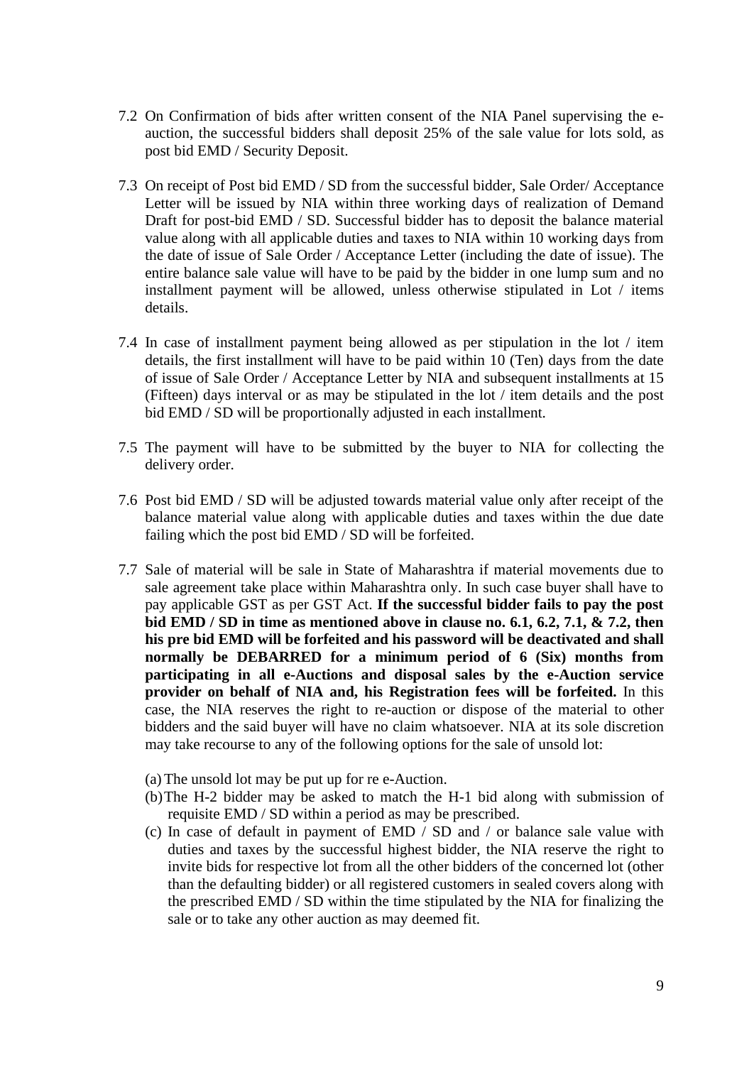7.2 On Confirmation of bids after written consent of the NIA Panel supervising the e-auction, the successful bidders shall deposit 25% of the sale value for lots sold, as post bid EMD / Security Deposit.

7.3 On receipt of Post bid EMD / SD from the successful bidder, Sale Order/ Acceptance Letter will be issued by NIA within three working days of realization of Demand Draft for post-bid EMD / SD. Successful bidder has to deposit the balance material value along with all applicable duties and taxes to NIA within 10 working days from the date of issue of Sale Order / Acceptance Letter (including the date of issue). The entire balance sale value will have to be paid by the bidder in one lump sum and no installment payment will be allowed, unless otherwise stipulated in Lot / items details.

7.4 In case of installment payment being allowed as per stipulation in the lot / item details, the first installment will have to be paid within 10 (Ten) days from the date of issue of Sale Order / Acceptance Letter by NIA and subsequent installments at 15 (Fifteen) days interval or as may be stipulated in the lot / item details and the post bid EMD / SD will be proportionally adjusted in each installment.

7.5 The payment will have to be submitted by the buyer to NIA for collecting the delivery order.

7.6 Post bid EMD / SD will be adjusted towards material value only after receipt of the balance material value along with applicable duties and taxes within the due date failing which the post bid EMD / SD will be forfeited.

7.7 Sale of material will be sale in State of Maharashtra if material movements due to sale agreement take place within Maharashtra only. In such case buyer shall have to pay applicable GST as per GST Act. **If the successful bidder fails to pay the post bid EMD / SD in time as mentioned above in clause no. 6.1, 6.2, 7.1, & 7.2, then his pre bid EMD will be forfeited and his password will be deactivated and shall normally be DEBARRED for a minimum period of 6 (Six) months from participating in all e-Auctions and disposal sales by the e-Auction service provider on behalf of NIA and, his Registration fees will be forfeited.** In this case, the NIA reserves the right to re-auction or dispose of the material to other bidders and the said buyer will have no claim whatsoever. NIA at its sole discretion may take recourse to any of the following options for the sale of unsold lot:

(a) The unsold lot may be put up for re e-Auction.

(b) The H-2 bidder may be asked to match the H-1 bid along with submission of requisite EMD / SD within a period as may be prescribed.

(c) In case of default in payment of EMD / SD and / or balance sale value with duties and taxes by the successful highest bidder, the NIA reserve the right to invite bids for respective lot from all the other bidders of the concerned lot (other than the defaulting bidder) or all registered customers in sealed covers along with the prescribed EMD / SD within the time stipulated by the NIA for finalizing the sale or to take any other auction as may deemed fit.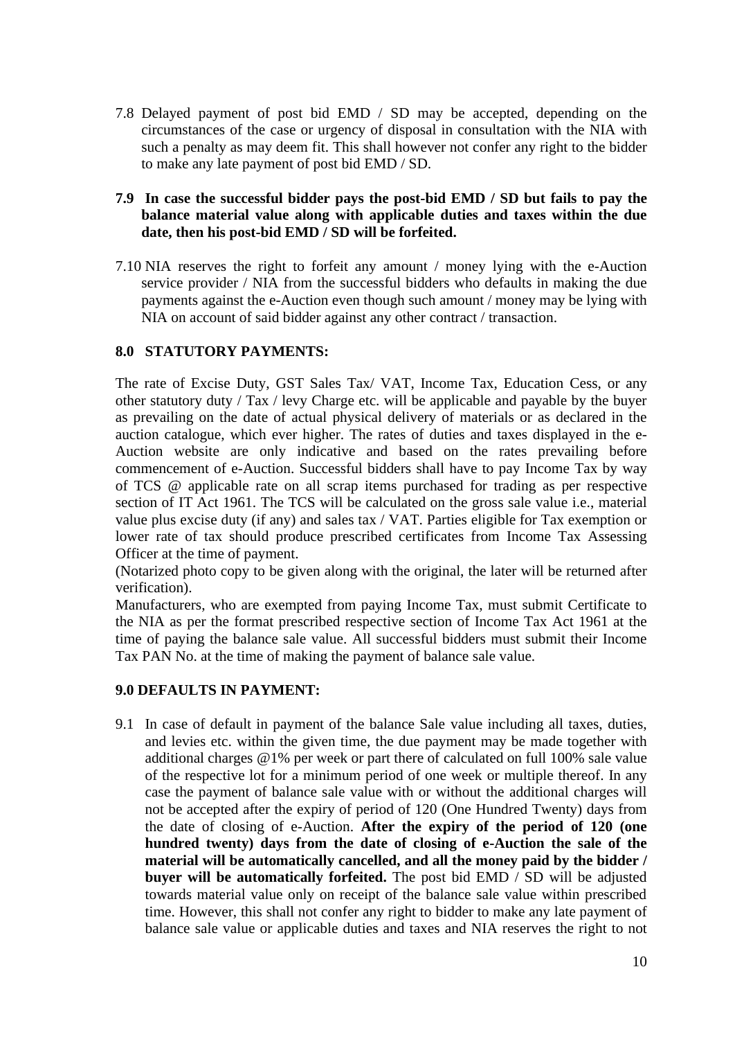7.8 Delayed payment of post bid EMD / SD may be accepted, depending on the circumstances of the case or urgency of disposal in consultation with the NIA with such a penalty as may deem fit. This shall however not confer any right to the bidder to make any late payment of post bid EMD / SD.

**7.9 In case the successful bidder pays the post-bid EMD / SD but fails to pay the balance material value along with applicable duties and taxes within the due date, then his post-bid EMD / SD will be forfeited.**

7.10 NIA reserves the right to forfeit any amount / money lying with the e-Auction service provider / NIA from the successful bidders who defaults in making the due payments against the e-Auction even though such amount / money may be lying with NIA on account of said bidder against any other contract / transaction.

### 8.0 STATUTORY PAYMENTS:

The rate of Excise Duty, GST Sales Tax/ VAT, Income Tax, Education Cess, or any other statutory duty / Tax / levy Charge etc. will be applicable and payable by the buyer as prevailing on the date of actual physical delivery of materials or as declared in the auction catalogue, which ever higher. The rates of duties and taxes displayed in the e-Auction website are only indicative and based on the rates prevailing before commencement of e-Auction. Successful bidders shall have to pay Income Tax by way of TCS @ applicable rate on all scrap items purchased for trading as per respective section of IT Act 1961. The TCS will be calculated on the gross sale value i.e., material value plus excise duty (if any) and sales tax / VAT. Parties eligible for Tax exemption or lower rate of tax should produce prescribed certificates from Income Tax Assessing Officer at the time of payment.

(Notarized photo copy to be given along with the original, the later will be returned after verification).

Manufacturers, who are exempted from paying Income Tax, must submit Certificate to the NIA as per the format prescribed respective section of Income Tax Act 1961 at the time of paying the balance sale value. All successful bidders must submit their Income Tax PAN No. at the time of making the payment of balance sale value.

### 9.0 DEFAULTS IN PAYMENT:

9.1 In case of default in payment of the balance Sale value including all taxes, duties, and levies etc. within the given time, the due payment may be made together with additional charges @1% per week or part there of calculated on full 100% sale value of the respective lot for a minimum period of one week or multiple thereof. In any case the payment of balance sale value with or without the additional charges will not be accepted after the expiry of period of 120 (One Hundred Twenty) days from the date of closing of e-Auction. **After the expiry of the period of 120 (one hundred twenty) days from the date of closing of e-Auction the sale of the material will be automatically cancelled, and all the money paid by the bidder / buyer will be automatically forfeited.** The post bid EMD / SD will be adjusted towards material value only on receipt of the balance sale value within prescribed time. However, this shall not confer any right to bidder to make any late payment of balance sale value or applicable duties and taxes and NIA reserves the right to not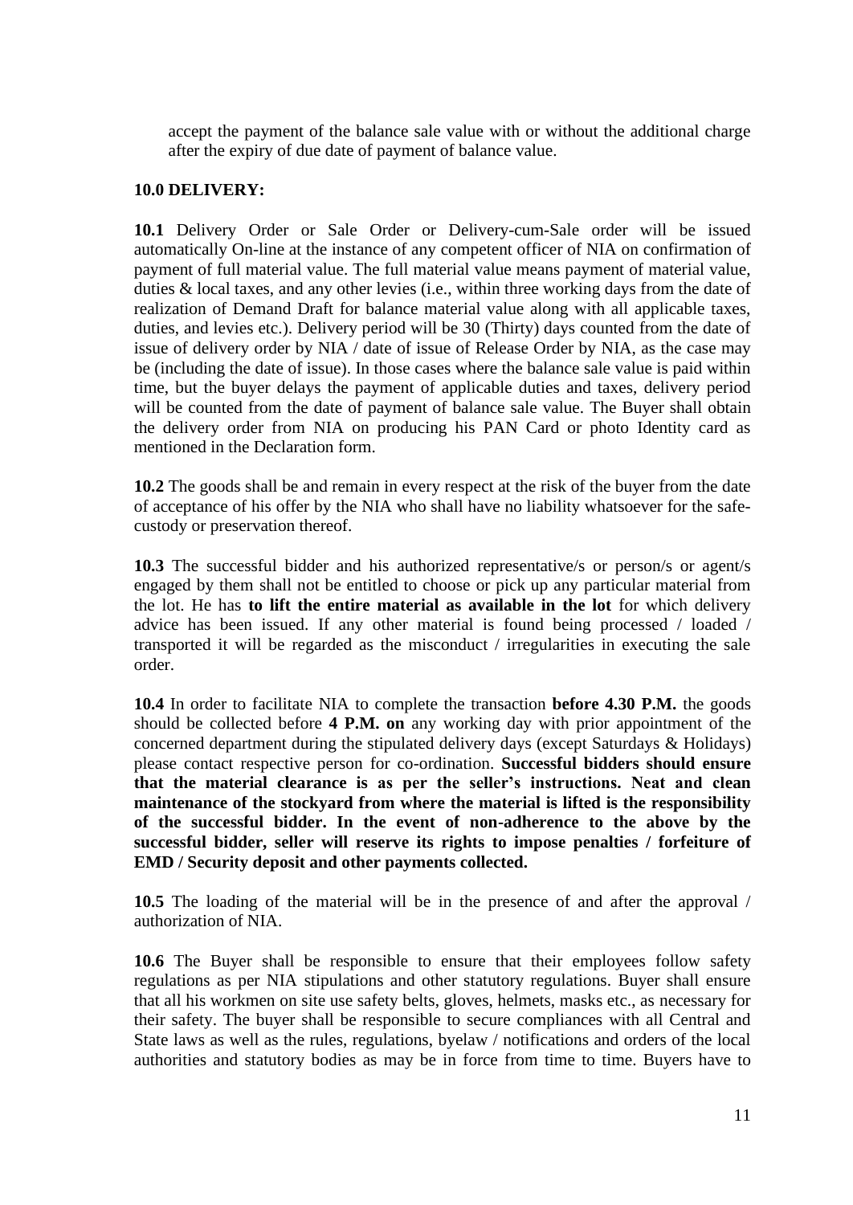accept the payment of the balance sale value with or without the additional charge after the expiry of due date of payment of balance value.

**10.0 DELIVERY:**

**10.1** Delivery Order or Sale Order or Delivery-cum-Sale order will be issued automatically On-line at the instance of any competent officer of NIA on confirmation of payment of full material value. The full material value means payment of material value, duties & local taxes, and any other levies (i.e., within three working days from the date of realization of Demand Draft for balance material value along with all applicable taxes, duties, and levies etc.). Delivery period will be 30 (Thirty) days counted from the date of issue of delivery order by NIA / date of issue of Release Order by NIA, as the case may be (including the date of issue). In those cases where the balance sale value is paid within time, but the buyer delays the payment of applicable duties and taxes, delivery period will be counted from the date of payment of balance sale value. The Buyer shall obtain the delivery order from NIA on producing his PAN Card or photo Identity card as mentioned in the Declaration form.

**10.2** The goods shall be and remain in every respect at the risk of the buyer from the date of acceptance of his offer by the NIA who shall have no liability whatsoever for the safe-custody or preservation thereof.

**10.3** The successful bidder and his authorized representative/s or person/s or agent/s engaged by them shall not be entitled to choose or pick up any particular material from the lot. He has **to lift the entire material as available in the lot** for which delivery advice has been issued. If any other material is found being processed / loaded / transported it will be regarded as the misconduct / irregularities in executing the sale order.

**10.4** In order to facilitate NIA to complete the transaction **before 4.30 P.M.** the goods should be collected before **4 P.M. on** any working day with prior appointment of the concerned department during the stipulated delivery days (except Saturdays & Holidays) please contact respective person for co-ordination. **Successful bidders should ensure that the material clearance is as per the seller's instructions. Neat and clean maintenance of the stockyard from where the material is lifted is the responsibility of the successful bidder. In the event of non-adherence to the above by the successful bidder, seller will reserve its rights to impose penalties / forfeiture of EMD / Security deposit and other payments collected.**

**10.5** The loading of the material will be in the presence of and after the approval / authorization of NIA.

**10.6** The Buyer shall be responsible to ensure that their employees follow safety regulations as per NIA stipulations and other statutory regulations. Buyer shall ensure that all his workmen on site use safety belts, gloves, helmets, masks etc., as necessary for their safety. The buyer shall be responsible to secure compliances with all Central and State laws as well as the rules, regulations, byelaw / notifications and orders of the local authorities and statutory bodies as may be in force from time to time. Buyers have to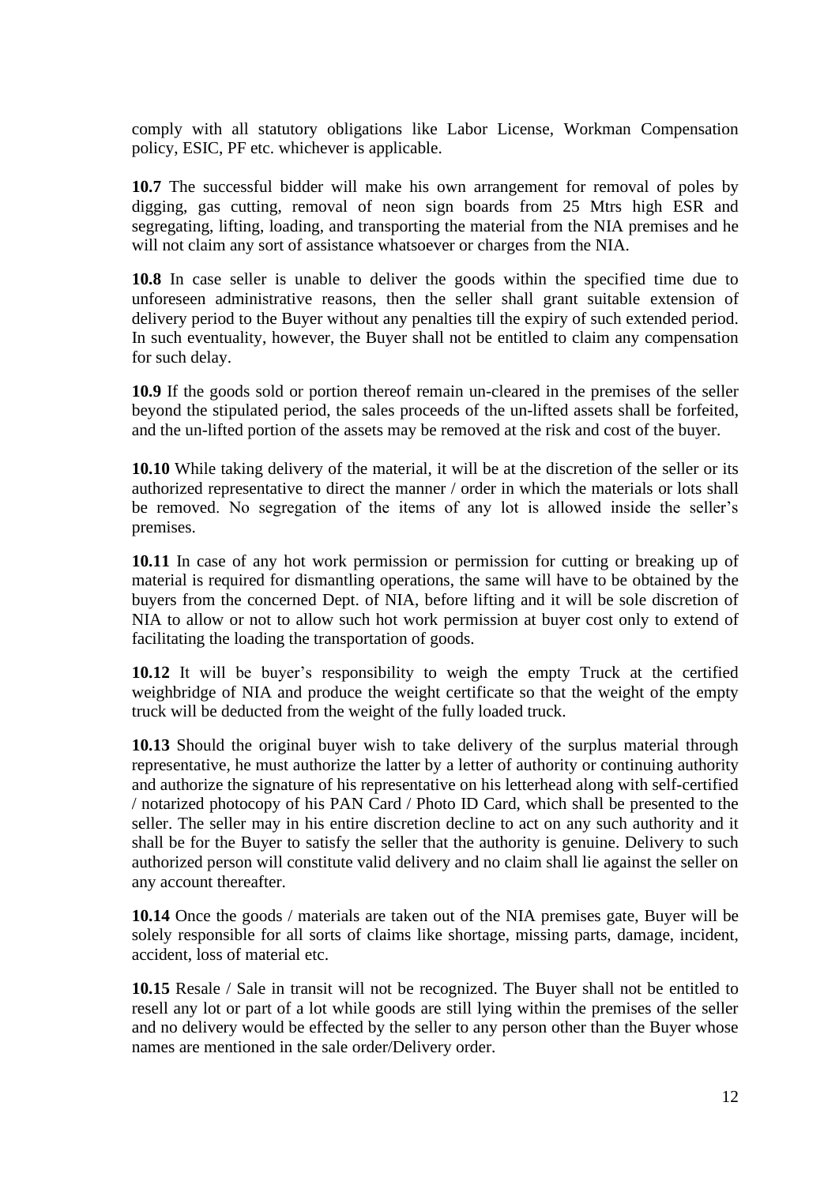comply with all statutory obligations like Labor License, Workman Compensation policy, ESIC, PF etc. whichever is applicable.

**10.7** The successful bidder will make his own arrangement for removal of poles by digging, gas cutting, removal of neon sign boards from 25 Mtrs high ESR and segregating, lifting, loading, and transporting the material from the NIA premises and he will not claim any sort of assistance whatsoever or charges from the NIA.

**10.8** In case seller is unable to deliver the goods within the specified time due to unforeseen administrative reasons, then the seller shall grant suitable extension of delivery period to the Buyer without any penalties till the expiry of such extended period. In such eventuality, however, the Buyer shall not be entitled to claim any compensation for such delay.

**10.9** If the goods sold or portion thereof remain un-cleared in the premises of the seller beyond the stipulated period, the sales proceeds of the un-lifted assets shall be forfeited, and the un-lifted portion of the assets may be removed at the risk and cost of the buyer.

**10.10** While taking delivery of the material, it will be at the discretion of the seller or its authorized representative to direct the manner / order in which the materials or lots shall be removed. No segregation of the items of any lot is allowed inside the seller's premises.

**10.11** In case of any hot work permission or permission for cutting or breaking up of material is required for dismantling operations, the same will have to be obtained by the buyers from the concerned Dept. of NIA, before lifting and it will be sole discretion of NIA to allow or not to allow such hot work permission at buyer cost only to extend of facilitating the loading the transportation of goods.

**10.12** It will be buyer's responsibility to weigh the empty Truck at the certified weighbridge of NIA and produce the weight certificate so that the weight of the empty truck will be deducted from the weight of the fully loaded truck.

**10.13** Should the original buyer wish to take delivery of the surplus material through representative, he must authorize the latter by a letter of authority or continuing authority and authorize the signature of his representative on his letterhead along with self-certified / notarized photocopy of his PAN Card / Photo ID Card, which shall be presented to the seller. The seller may in his entire discretion decline to act on any such authority and it shall be for the Buyer to satisfy the seller that the authority is genuine. Delivery to such authorized person will constitute valid delivery and no claim shall lie against the seller on any account thereafter.

**10.14** Once the goods / materials are taken out of the NIA premises gate, Buyer will be solely responsible for all sorts of claims like shortage, missing parts, damage, incident, accident, loss of material etc.

**10.15** Resale / Sale in transit will not be recognized. The Buyer shall not be entitled to resell any lot or part of a lot while goods are still lying within the premises of the seller and no delivery would be effected by the seller to any person other than the Buyer whose names are mentioned in the sale order/Delivery order.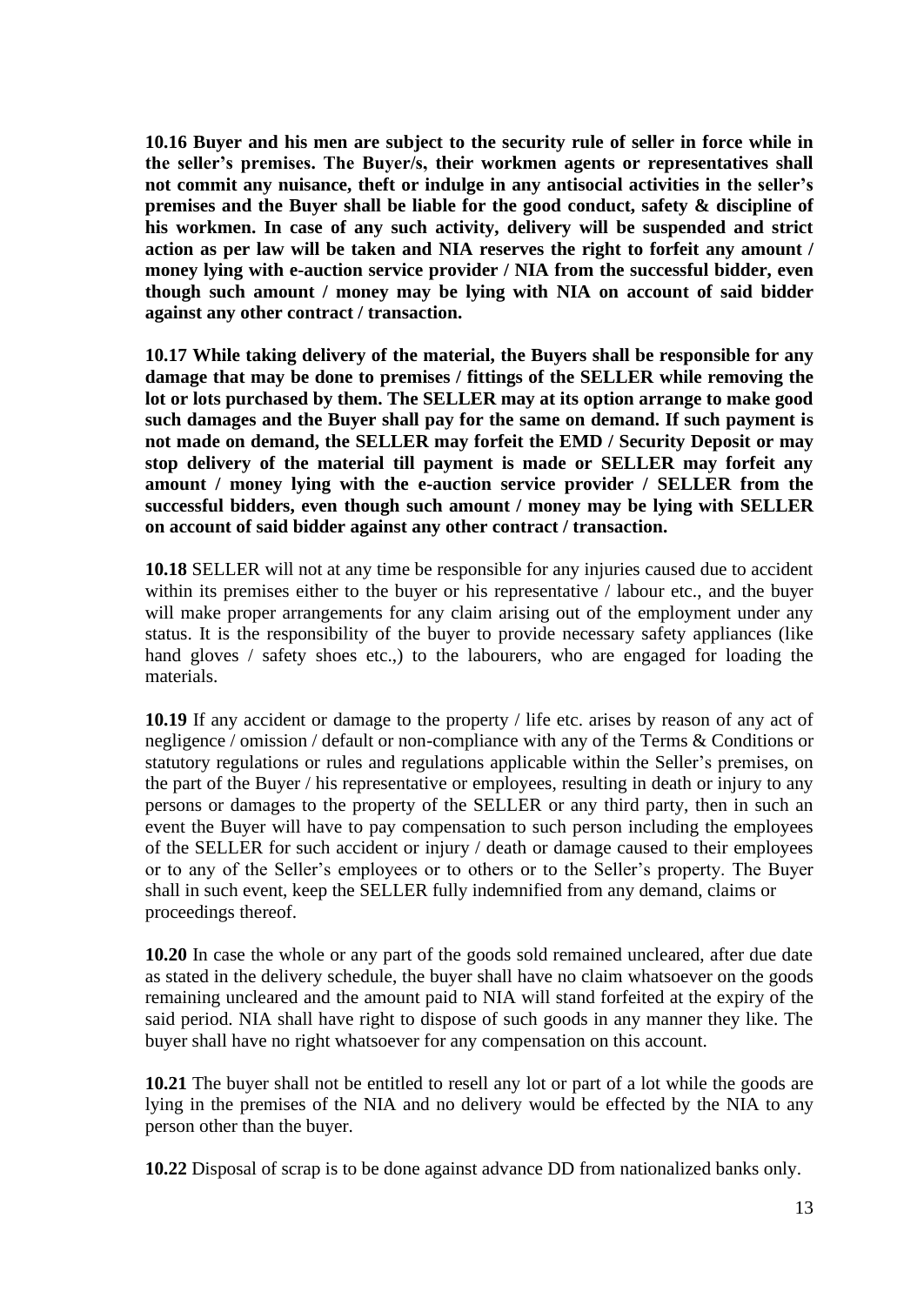**10.16 Buyer and his men are subject to the security rule of seller in force while in the seller's premises. The Buyer/s, their workmen agents or representatives shall not commit any nuisance, theft or indulge in any antisocial activities in the seller's premises and the Buyer shall be liable for the good conduct, safety & discipline of his workmen. In case of any such activity, delivery will be suspended and strict action as per law will be taken and NIA reserves the right to forfeit any amount / money lying with e-auction service provider / NIA from the successful bidder, even though such amount / money may be lying with NIA on account of said bidder against any other contract / transaction.**

**10.17 While taking delivery of the material, the Buyers shall be responsible for any damage that may be done to premises / fittings of the SELLER while removing the lot or lots purchased by them. The SELLER may at its option arrange to make good such damages and the Buyer shall pay for the same on demand. If such payment is not made on demand, the SELLER may forfeit the EMD / Security Deposit or may stop delivery of the material till payment is made or SELLER may forfeit any amount / money lying with the e-auction service provider / SELLER from the successful bidders, even though such amount / money may be lying with SELLER on account of said bidder against any other contract / transaction.**

**10.18** SELLER will not at any time be responsible for any injuries caused due to accident within its premises either to the buyer or his representative / labour etc., and the buyer will make proper arrangements for any claim arising out of the employment under any status. It is the responsibility of the buyer to provide necessary safety appliances (like hand gloves / safety shoes etc.,) to the labourers, who are engaged for loading the materials.

**10.19** If any accident or damage to the property / life etc. arises by reason of any act of negligence / omission / default or non-compliance with any of the Terms & Conditions or statutory regulations or rules and regulations applicable within the Seller's premises, on the part of the Buyer / his representative or employees, resulting in death or injury to any persons or damages to the property of the SELLER or any third party, then in such an event the Buyer will have to pay compensation to such person including the employees of the SELLER for such accident or injury / death or damage caused to their employees or to any of the Seller's employees or to others or to the Seller's property. The Buyer shall in such event, keep the SELLER fully indemnified from any demand, claims or proceedings thereof.

**10.20** In case the whole or any part of the goods sold remained uncleared, after due date as stated in the delivery schedule, the buyer shall have no claim whatsoever on the goods remaining uncleared and the amount paid to NIA will stand forfeited at the expiry of the said period. NIA shall have right to dispose of such goods in any manner they like. The buyer shall have no right whatsoever for any compensation on this account.

**10.21** The buyer shall not be entitled to resell any lot or part of a lot while the goods are lying in the premises of the NIA and no delivery would be effected by the NIA to any person other than the buyer.

**10.22** Disposal of scrap is to be done against advance DD from nationalized banks only.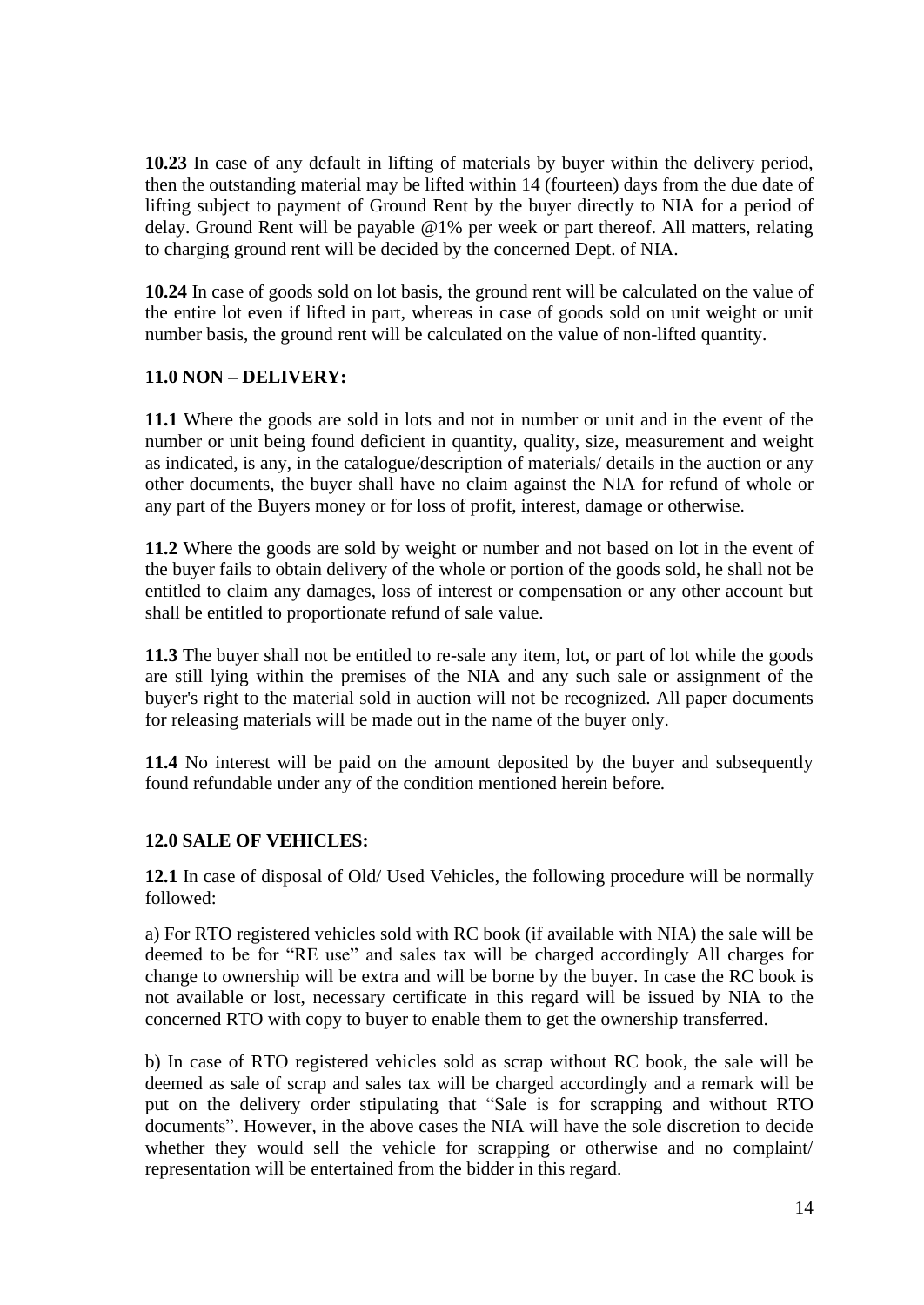**10.23** In case of any default in lifting of materials by buyer within the delivery period, then the outstanding material may be lifted within 14 (fourteen) days from the due date of lifting subject to payment of Ground Rent by the buyer directly to NIA for a period of delay. Ground Rent will be payable @1% per week or part thereof. All matters, relating to charging ground rent will be decided by the concerned Dept. of NIA.

**10.24** In case of goods sold on lot basis, the ground rent will be calculated on the value of the entire lot even if lifted in part, whereas in case of goods sold on unit weight or unit number basis, the ground rent will be calculated on the value of non-lifted quantity.

**11.0 NON – DELIVERY:**

**11.1** Where the goods are sold in lots and not in number or unit and in the event of the number or unit being found deficient in quantity, quality, size, measurement and weight as indicated, is any, in the catalogue/description of materials/ details in the auction or any other documents, the buyer shall have no claim against the NIA for refund of whole or any part of the Buyers money or for loss of profit, interest, damage or otherwise.

**11.2** Where the goods are sold by weight or number and not based on lot in the event of the buyer fails to obtain delivery of the whole or portion of the goods sold, he shall not be entitled to claim any damages, loss of interest or compensation or any other account but shall be entitled to proportionate refund of sale value.

**11.3** The buyer shall not be entitled to re-sale any item, lot, or part of lot while the goods are still lying within the premises of the NIA and any such sale or assignment of the buyer's right to the material sold in auction will not be recognized. All paper documents for releasing materials will be made out in the name of the buyer only.

**11.4** No interest will be paid on the amount deposited by the buyer and subsequently found refundable under any of the condition mentioned herein before.

**12.0 SALE OF VEHICLES:**

**12.1** In case of disposal of Old/ Used Vehicles, the following procedure will be normally followed:

a) For RTO registered vehicles sold with RC book (if available with NIA) the sale will be deemed to be for "RE use" and sales tax will be charged accordingly All charges for change to ownership will be extra and will be borne by the buyer. In case the RC book is not available or lost, necessary certificate in this regard will be issued by NIA to the concerned RTO with copy to buyer to enable them to get the ownership transferred.

b) In case of RTO registered vehicles sold as scrap without RC book, the sale will be deemed as sale of scrap and sales tax will be charged accordingly and a remark will be put on the delivery order stipulating that "Sale is for scrapping and without RTO documents". However, in the above cases the NIA will have the sole discretion to decide whether they would sell the vehicle for scrapping or otherwise and no complaint/ representation will be entertained from the bidder in this regard.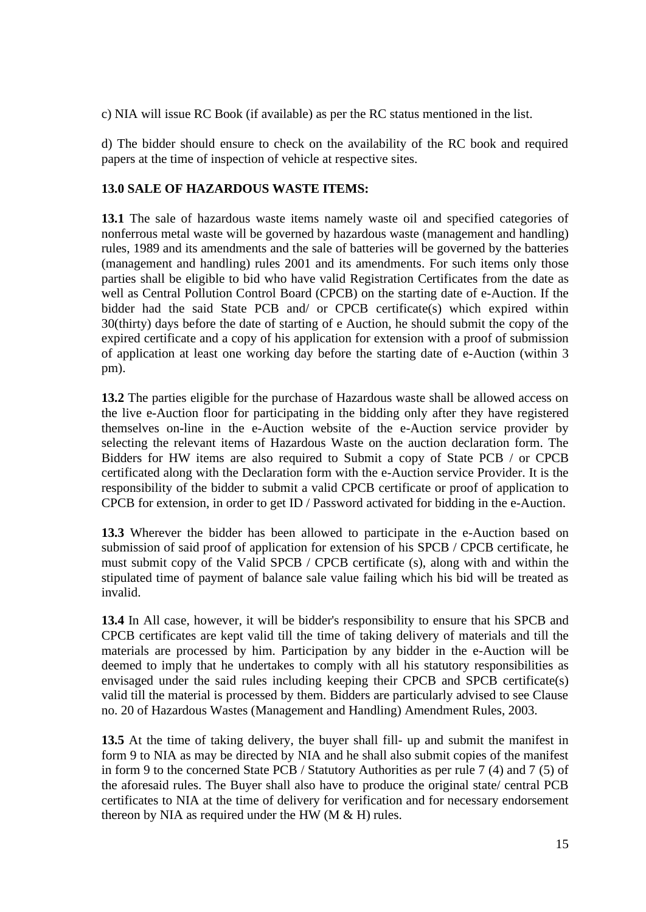c) NIA will issue RC Book (if available) as per the RC status mentioned in the list.

d) The bidder should ensure to check on the availability of the RC book and required papers at the time of inspection of vehicle at respective sites.

**13.0 SALE OF HAZARDOUS WASTE ITEMS:**

**13.1** The sale of hazardous waste items namely waste oil and specified categories of nonferrous metal waste will be governed by hazardous waste (management and handling) rules, 1989 and its amendments and the sale of batteries will be governed by the batteries (management and handling) rules 2001 and its amendments. For such items only those parties shall be eligible to bid who have valid Registration Certificates from the date as well as Central Pollution Control Board (CPCB) on the starting date of e-Auction. If the bidder had the said State PCB and/ or CPCB certificate(s) which expired within 30(thirty) days before the date of starting of e Auction, he should submit the copy of the expired certificate and a copy of his application for extension with a proof of submission of application at least one working day before the starting date of e-Auction (within 3 pm).

**13.2** The parties eligible for the purchase of Hazardous waste shall be allowed access on the live e-Auction floor for participating in the bidding only after they have registered themselves on-line in the e-Auction website of the e-Auction service provider by selecting the relevant items of Hazardous Waste on the auction declaration form. The Bidders for HW items are also required to Submit a copy of State PCB / or CPCB certificated along with the Declaration form with the e-Auction service Provider. It is the responsibility of the bidder to submit a valid CPCB certificate or proof of application to CPCB for extension, in order to get ID / Password activated for bidding in the e-Auction.

**13.3** Wherever the bidder has been allowed to participate in the e-Auction based on submission of said proof of application for extension of his SPCB / CPCB certificate, he must submit copy of the Valid SPCB / CPCB certificate (s), along with and within the stipulated time of payment of balance sale value failing which his bid will be treated as invalid.

**13.4** In All case, however, it will be bidder's responsibility to ensure that his SPCB and CPCB certificates are kept valid till the time of taking delivery of materials and till the materials are processed by him. Participation by any bidder in the e-Auction will be deemed to imply that he undertakes to comply with all his statutory responsibilities as envisaged under the said rules including keeping their CPCB and SPCB certificate(s) valid till the material is processed by them. Bidders are particularly advised to see Clause no. 20 of Hazardous Wastes (Management and Handling) Amendment Rules, 2003.

**13.5** At the time of taking delivery, the buyer shall fill- up and submit the manifest in form 9 to NIA as may be directed by NIA and he shall also submit copies of the manifest in form 9 to the concerned State PCB / Statutory Authorities as per rule 7 (4) and 7 (5) of the aforesaid rules. The Buyer shall also have to produce the original state/ central PCB certificates to NIA at the time of delivery for verification and for necessary endorsement thereon by NIA as required under the HW (M & H) rules.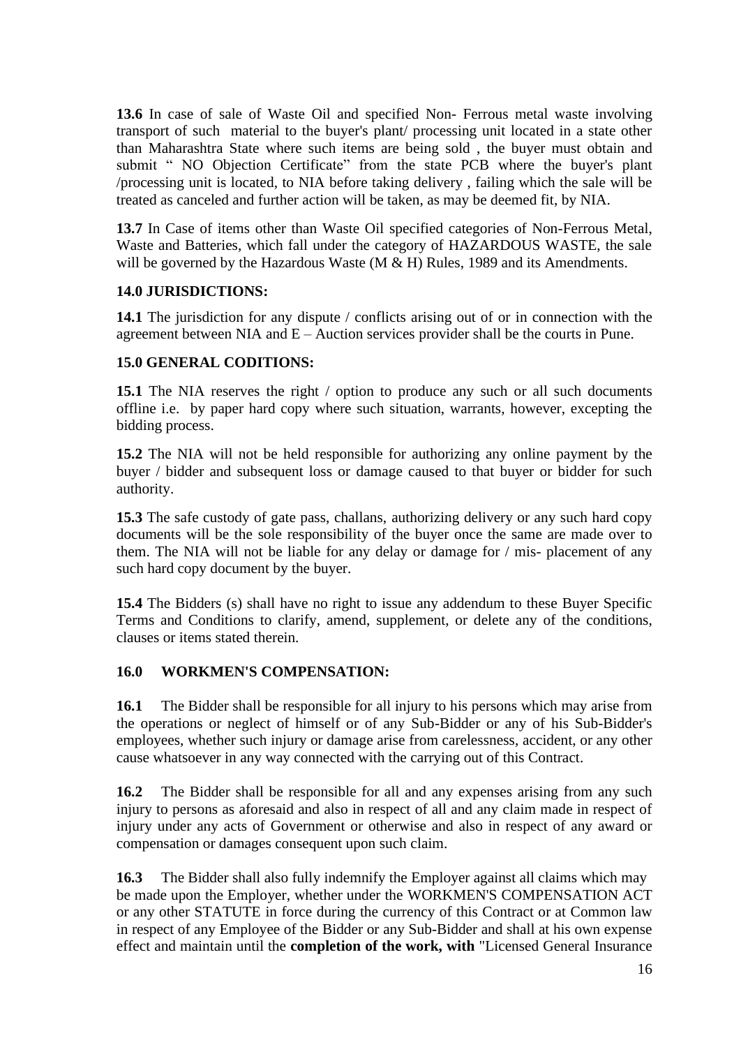**13.6** In case of sale of Waste Oil and specified Non- Ferrous metal waste involving transport of such material to the buyer's plant/ processing unit located in a state other than Maharashtra State where such items are being sold , the buyer must obtain and submit " NO Objection Certificate" from the state PCB where the buyer's plant /processing unit is located, to NIA before taking delivery , failing which the sale will be treated as canceled and further action will be taken, as may be deemed fit, by NIA.

**13.7** In Case of items other than Waste Oil specified categories of Non-Ferrous Metal, Waste and Batteries, which fall under the category of HAZARDOUS WASTE, the sale will be governed by the Hazardous Waste (M & H) Rules, 1989 and its Amendments.

**14.0 JURISDICTIONS:**

**14.1** The jurisdiction for any dispute / conflicts arising out of or in connection with the agreement between NIA and E – Auction services provider shall be the courts in Pune.

**15.0 GENERAL CODITIONS:**

**15.1** The NIA reserves the right / option to produce any such or all such documents offline i.e. by paper hard copy where such situation, warrants, however, excepting the bidding process.

**15.2** The NIA will not be held responsible for authorizing any online payment by the buyer / bidder and subsequent loss or damage caused to that buyer or bidder for such authority.

**15.3** The safe custody of gate pass, challans, authorizing delivery or any such hard copy documents will be the sole responsibility of the buyer once the same are made over to them. The NIA will not be liable for any delay or damage for / mis- placement of any such hard copy document by the buyer.

**15.4** The Bidders (s) shall have no right to issue any addendum to these Buyer Specific Terms and Conditions to clarify, amend, supplement, or delete any of the conditions, clauses or items stated therein.

**16.0 WORKMEN'S COMPENSATION:**

**16.1** The Bidder shall be responsible for all injury to his persons which may arise from the operations or neglect of himself or of any Sub-Bidder or any of his Sub-Bidder's employees, whether such injury or damage arise from carelessness, accident, or any other cause whatsoever in any way connected with the carrying out of this Contract.

**16.2** The Bidder shall be responsible for all and any expenses arising from any such injury to persons as aforesaid and also in respect of all and any claim made in respect of injury under any acts of Government or otherwise and also in respect of any award or compensation or damages consequent upon such claim.

**16.3** The Bidder shall also fully indemnify the Employer against all claims which may be made upon the Employer, whether under the WORKMEN'S COMPENSATION ACT or any other STATUTE in force during the currency of this Contract or at Common law in respect of any Employee of the Bidder or any Sub-Bidder and shall at his own expense effect and maintain until the **completion of the work, with** "Licensed General Insurance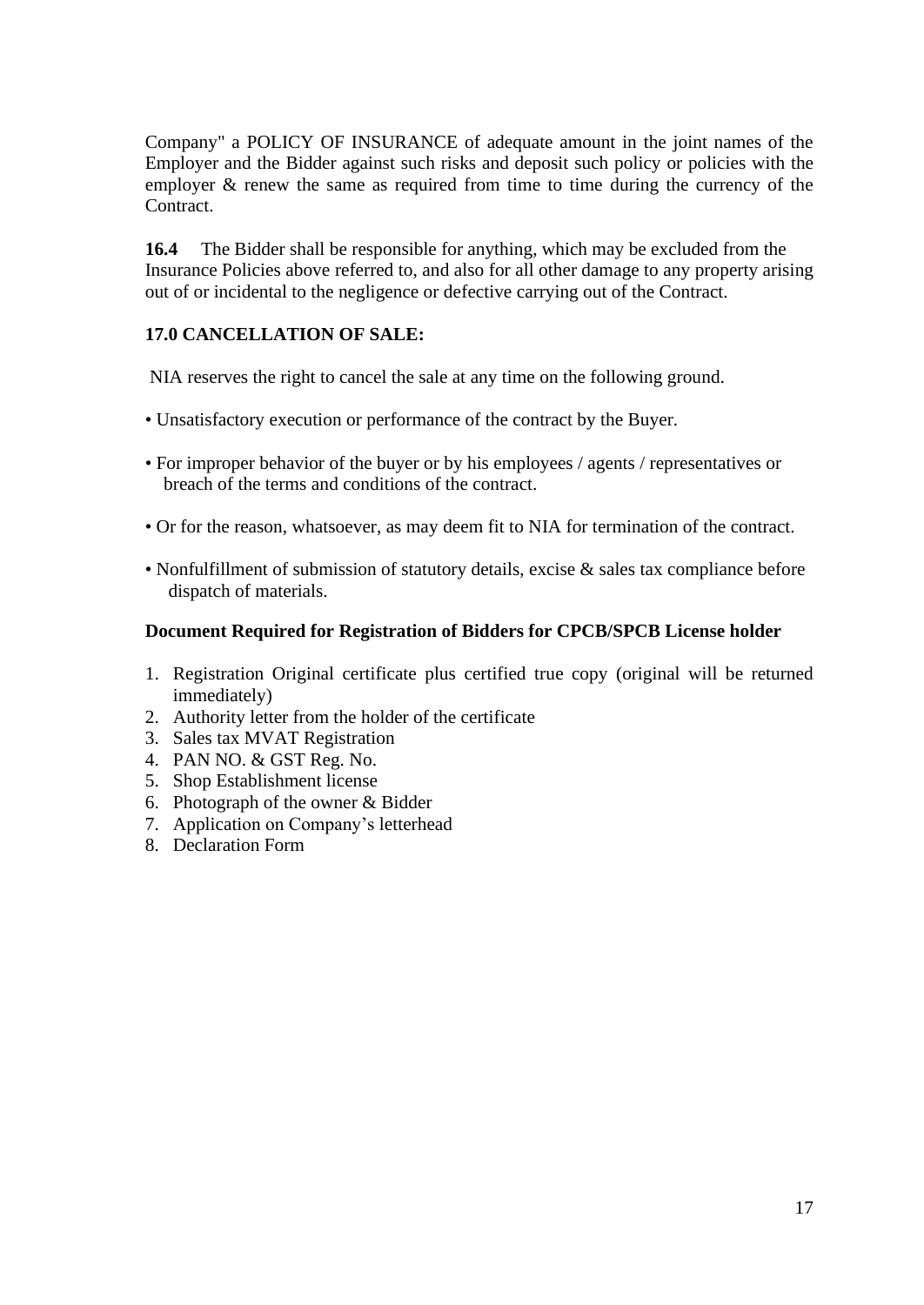Company" a POLICY OF INSURANCE of adequate amount in the joint names of the Employer and the Bidder against such risks and deposit such policy or policies with the employer & renew the same as required from time to time during the currency of the Contract.

**16.4** The Bidder shall be responsible for anything, which may be excluded from the Insurance Policies above referred to, and also for all other damage to any property arising out of or incidental to the negligence or defective carrying out of the Contract.

**17.0 CANCELLATION OF SALE:**

NIA reserves the right to cancel the sale at any time on the following ground.

- Unsatisfactory execution or performance of the contract by the Buyer.
- For improper behavior of the buyer or by his employees / agents / representatives or breach of the terms and conditions of the contract.
- Or for the reason, whatsoever, as may deem fit to NIA for termination of the contract.
- Nonfulfillment of submission of statutory details, excise & sales tax compliance before dispatch of materials.

**Document Required for Registration of Bidders for CPCB/SPCB License holder**

1. Registration Original certificate plus certified true copy (original will be returned immediately)
2. Authority letter from the holder of the certificate
3. Sales tax MVAT Registration
4. PAN NO. & GST Reg. No.
5. Shop Establishment license
6. Photograph of the owner & Bidder
7. Application on Company's letterhead
8. Declaration Form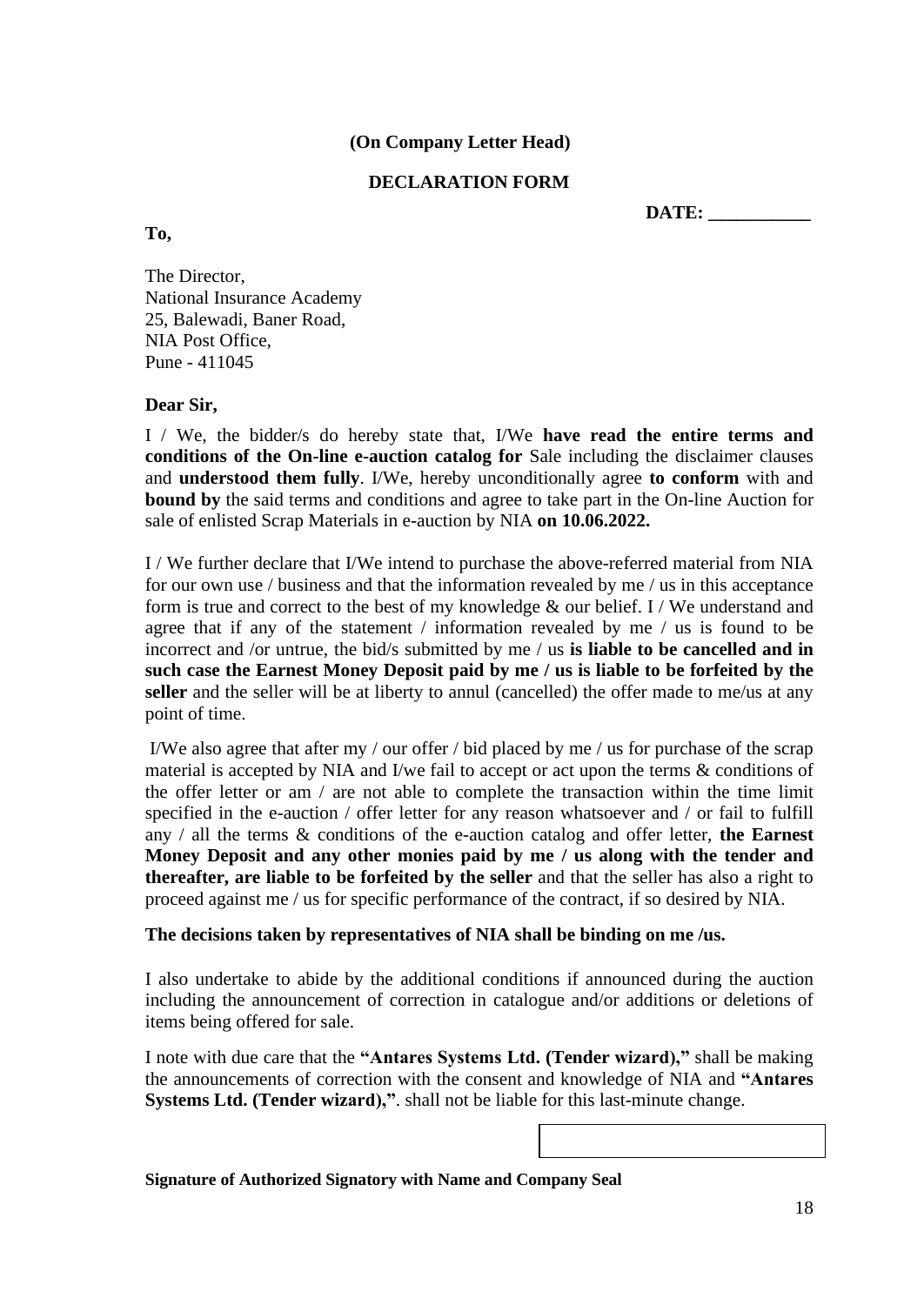**(On Company Letter Head)**

## DECLARATION FORM

**DATE: ___________**

**To,**

The Director,
National Insurance Academy
25, Balewadi, Baner Road,
NIA Post Office,
Pune - 411045

**Dear Sir,**

I / We, the bidder/s do hereby state that, I/We **have read the entire terms and conditions of the On-line e-auction catalog for** Sale including the disclaimer clauses and **understood them fully**. I/We, hereby unconditionally agree **to conform** with and **bound by** the said terms and conditions and agree to take part in the On-line Auction for sale of enlisted Scrap Materials in e-auction by NIA **on 10.06.2022.**

I / We further declare that I/We intend to purchase the above-referred material from NIA for our own use / business and that the information revealed by me / us in this acceptance form is true and correct to the best of my knowledge & our belief. I / We understand and agree that if any of the statement / information revealed by me / us is found to be incorrect and /or untrue, the bid/s submitted by me / us **is liable to be cancelled and in such case the Earnest Money Deposit paid by me / us is liable to be forfeited by the seller** and the seller will be at liberty to annul (cancelled) the offer made to me/us at any point of time.

I/We also agree that after my / our offer / bid placed by me / us for purchase of the scrap material is accepted by NIA and I/we fail to accept or act upon the terms & conditions of the offer letter or am / are not able to complete the transaction within the time limit specified in the e-auction / offer letter for any reason whatsoever and / or fail to fulfill any / all the terms & conditions of the e-auction catalog and offer letter, **the Earnest Money Deposit and any other monies paid by me / us along with the tender and thereafter, are liable to be forfeited by the seller** and that the seller has also a right to proceed against me / us for specific performance of the contract, if so desired by NIA.

**The decisions taken by representatives of NIA shall be binding on me /us.**

I also undertake to abide by the additional conditions if announced during the auction including the announcement of correction in catalogue and/or additions or deletions of items being offered for sale.

I note with due care that the **"Antares Systems Ltd. (Tender wizard),"** shall be making the announcements of correction with the consent and knowledge of NIA and **"Antares Systems Ltd. (Tender wizard),"**. shall not be liable for this last-minute change.

**Signature of Authorized Signatory with Name and Company Seal**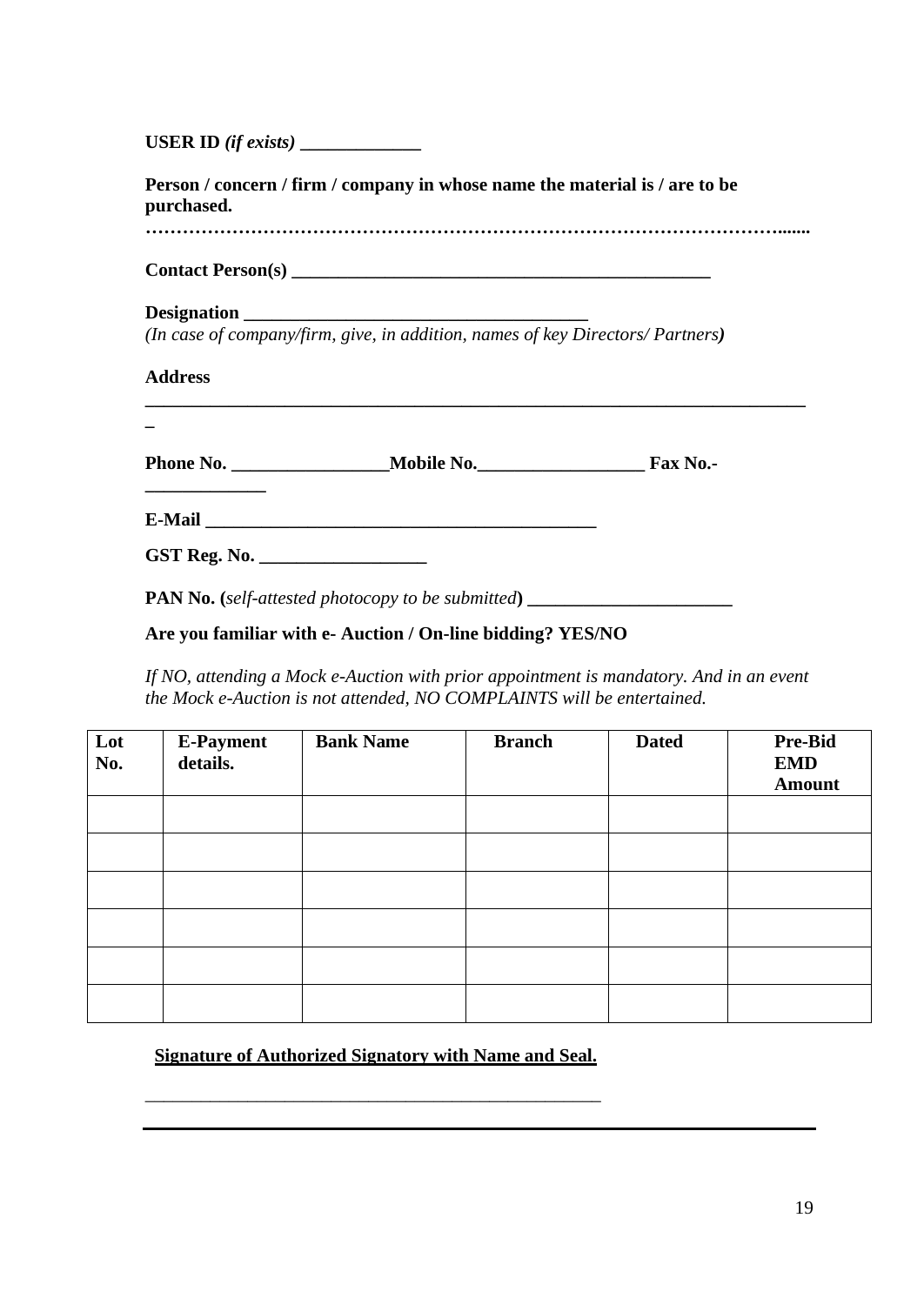**USER ID** ***(if exists)*** **_____________**

**Person / concern / firm / company in whose name the material is / are to be purchased.**

**…………………………………………………………………………………………......**

**Contact Person(s) _____________________________________________**

**Designation ____________________________________**

*(In case of company/firm, give, in addition, names of key Directors/ Partners)*

**Address**

**__________________________________________________________________________**

**_**

**Phone No. _________________Mobile No.__________________ Fax No.- _____________**

**E-Mail __________________________________________**

**GST Reg. No. __________________**

**PAN No. (***self-attested photocopy to be submitted***) ______________________**

**Are you familiar with e- Auction / On-line bidding? YES/NO**

*If NO, attending a Mock e-Auction with prior appointment is mandatory. And in an event the Mock e-Auction is not attended, NO COMPLAINTS will be entertained.*

| Lot No. | E-Payment details. | Bank Name | Branch | Dated | Pre-Bid EMD Amount |
|---|---|---|---|---|---|
| | | | | | |
| | | | | | |
| | | | | | |
| | | | | | |
| | | | | | |
| | | | | | |

**Signature of Authorized Signatory with Name and Seal.**

___________________________________________________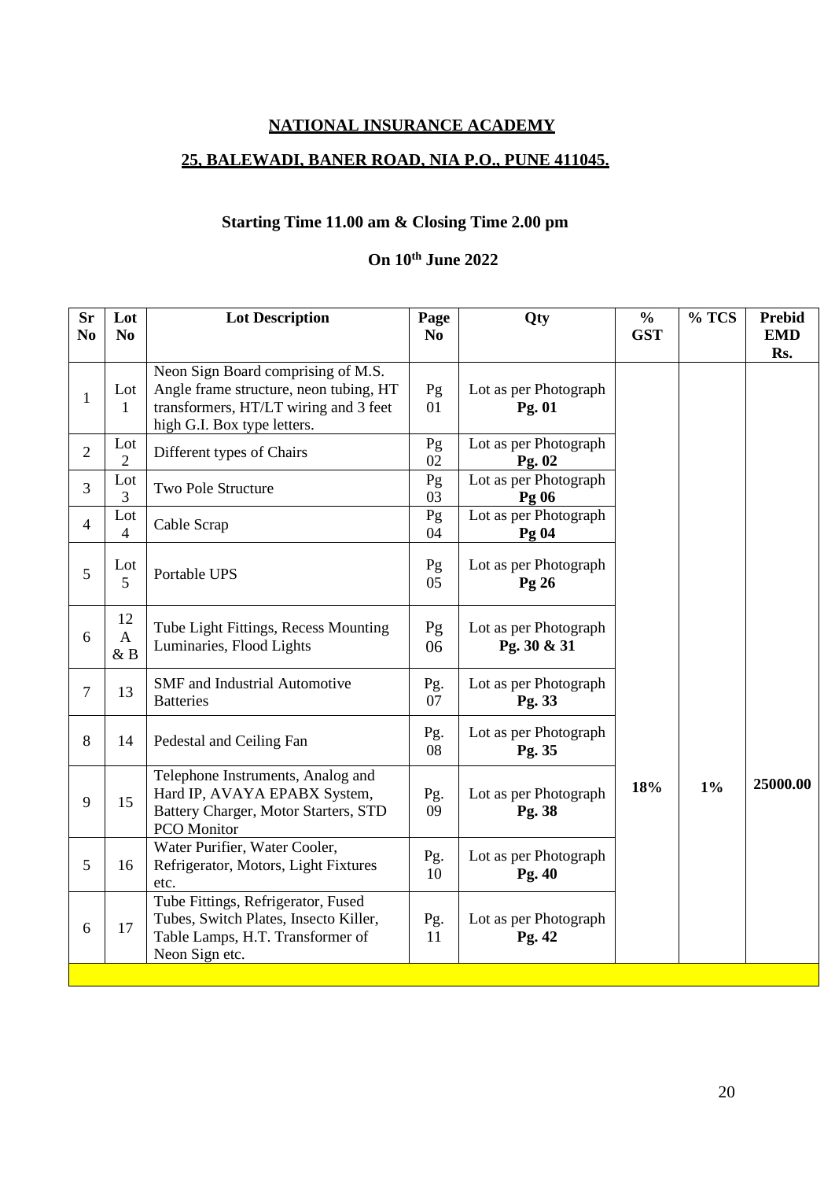**NATIONAL INSURANCE ACADEMY**

**25, BALEWADI, BANER ROAD, NIA P.O., PUNE 411045.**

**Starting Time 11.00 am & Closing Time 2.00 pm**

**On 10th June 2022**

| Sr No | Lot No | Lot Description | Page No | Qty | % GST | % TCS | Prebid EMD Rs. |
|---|---|---|---|---|---|---|---|
| 1 | Lot 1 | Neon Sign Board comprising of M.S. Angle frame structure, neon tubing, HT transformers, HT/LT wiring and 3 feet high G.I. Box type letters. | Pg 01 | Lot as per Photograph **Pg. 01** | **18%** | **1%** | **25000.00** |
| 2 | Lot 2 | Different types of Chairs | Pg 02 | Lot as per Photograph **Pg. 02** | | | |
| 3 | Lot 3 | Two Pole Structure | Pg 03 | Lot as per Photograph **Pg 06** | | | |
| 4 | Lot 4 | Cable Scrap | Pg 04 | Lot as per Photograph **Pg 04** | | | |
| 5 | Lot 5 | Portable UPS | Pg 05 | Lot as per Photograph **Pg 26** | | | |
| 6 | 12 A & B | Tube Light Fittings, Recess Mounting Luminaries, Flood Lights | Pg 06 | Lot as per Photograph **Pg. 30 & 31** | | | |
| 7 | 13 | SMF and Industrial Automotive Batteries | Pg. 07 | Lot as per Photograph **Pg. 33** | | | |
| 8 | 14 | Pedestal and Ceiling Fan | Pg. 08 | Lot as per Photograph **Pg. 35** | | | |
| 9 | 15 | Telephone Instruments, Analog and Hard IP, AVAYA EPABX System, Battery Charger, Motor Starters, STD PCO Monitor | Pg. 09 | Lot as per Photograph **Pg. 38** | | | |
| 5 | 16 | Water Purifier, Water Cooler, Refrigerator, Motors, Light Fixtures etc. | Pg. 10 | Lot as per Photograph **Pg. 40** | | | |
| 6 | 17 | Tube Fittings, Refrigerator, Fused Tubes, Switch Plates, Insecto Killer, Table Lamps, H.T. Transformer of Neon Sign etc. | Pg. 11 | Lot as per Photograph **Pg. 42** | | | |